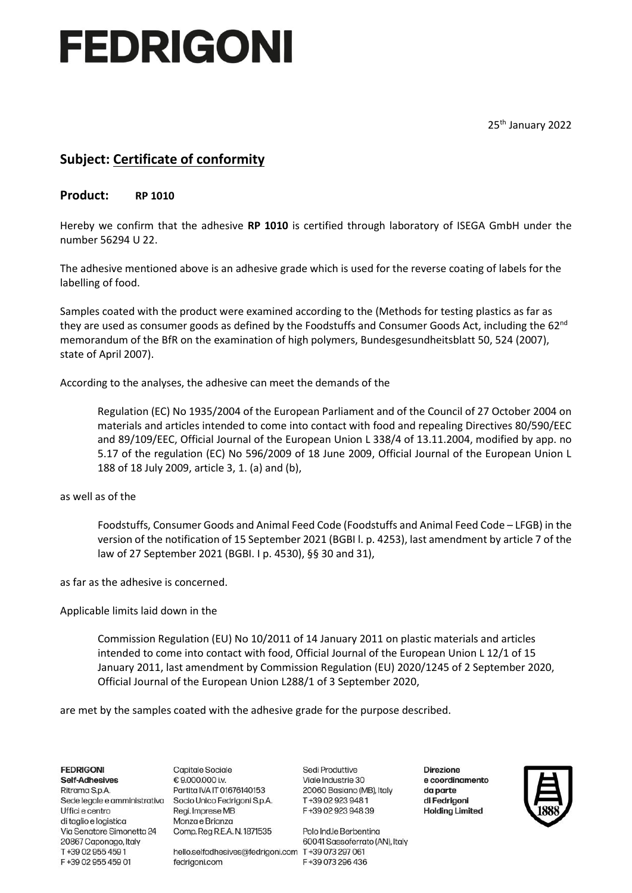# FEDRIGONI

25th January 2022

## Subject: Certificate of conformity

## Product: **RP 1010**

Hereby we confirm that the adhesive **RP 1010** is certified through laboratory of ISEGA GmbH under the number 56294 U 22.

The adhesive mentioned above is an adhesive grade which is used for the reverse coating of labels for the labelling of food.

Samples coated with the product were examined according to the (Methods for testing plastics as far as they are used as consumer goods as defined by the Foodstuffs and Consumer Goods Act, including the 62nd memorandum of the BfR on the examination of high polymers, Bundesgesundheitsblatt 50, 524 (2007), state of April 2007).

According to the analyses, the adhesive can meet the demands of the

> Regulation (EC) No 1935/2004 of the European Parliament and of the Council of 27 October 2004 on materials and articles intended to come into contact with food and repealing Directives 80/590/EEC and 89/109/EEC, Official Journal of the European Union L 338/4 of 13.11.2004, modified by app. no 5.17 of the regulation (EC) No 596/2009 of 18 June 2009, Official Journal of the European Union L 188 of 18 July 2009, article 3, 1. (a) and (b),

as well as of the

> Foodstuffs, Consumer Goods and Animal Feed Code (Foodstuffs and Animal Feed Code – LFGB) in the version of the notification of 15 September 2021 (BGBI l. p. 4253), last amendment by article 7 of the law of 27 September 2021 (BGBI. I p. 4530), §§ 30 and 31),

as far as the adhesive is concerned.

Applicable limits laid down in the

> Commission Regulation (EU) No 10/2011 of 14 January 2011 on plastic materials and articles intended to come into contact with food, Official Journal of the European Union L 12/1 of 15 January 2011, last amendment by Commission Regulation (EU) 2020/1245 of 2 September 2020, Official Journal of the European Union L288/1 of 3 September 2020,

are met by the samples coated with the adhesive grade for the purpose described.

**FEDRIGONI Self-Adhesives**
Ritrama S.p.A.
Sede legale e amministrativa
Uffici e centro di taglio e logistica
Via Senatore Simonetta 24
20867 Caponago, Italy
T +39 02 955 459 1
F +39 02 955 459 01

Capitale Sociale
€ 9.000.000 i.v.
Partita IVA IT 01676140153
Socio Unico Fedrigoni S.p.A.
Regi. Imprese MB Monza e Brianza
Comp. Reg R.E.A. N. 1871535
hello.selfadhesives@fedrigoni.com
fedrigoni.com

Sedi Produttive
Viale Industrie 30
20060 Basiano (MB), Italy
T +39 02 923 948 1
F +39 02 923 948 39

Polo Ind.le Berbentina
60041 Sassoferrato (AN), Italy
T +39 073 297 061
F +39 073 296 436

**Direzione e coordinamento da parte di Fedrigoni Holding Limited**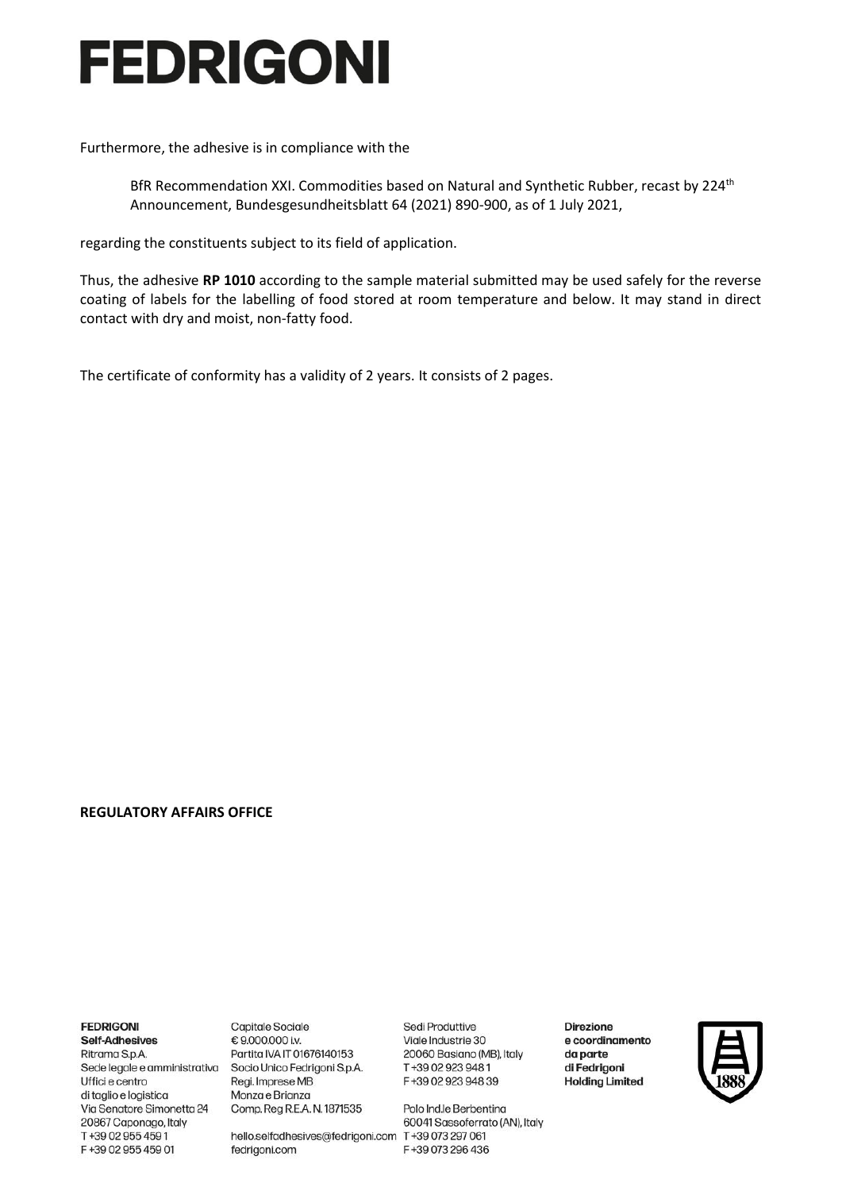Furthermore, the adhesive is in compliance with the

> BfR Recommendation XXI. Commodities based on Natural and Synthetic Rubber, recast by 224th Announcement, Bundesgesundheitsblatt 64 (2021) 890-900, as of 1 July 2021,

regarding the constituents subject to its field of application.

Thus, the adhesive **RP 1010** according to the sample material submitted may be used safely for the reverse coating of labels for the labelling of food stored at room temperature and below. It may stand in direct contact with dry and moist, non-fatty food.

The certificate of conformity has a validity of 2 years. It consists of 2 pages.

**REGULATORY AFFAIRS OFFICE**